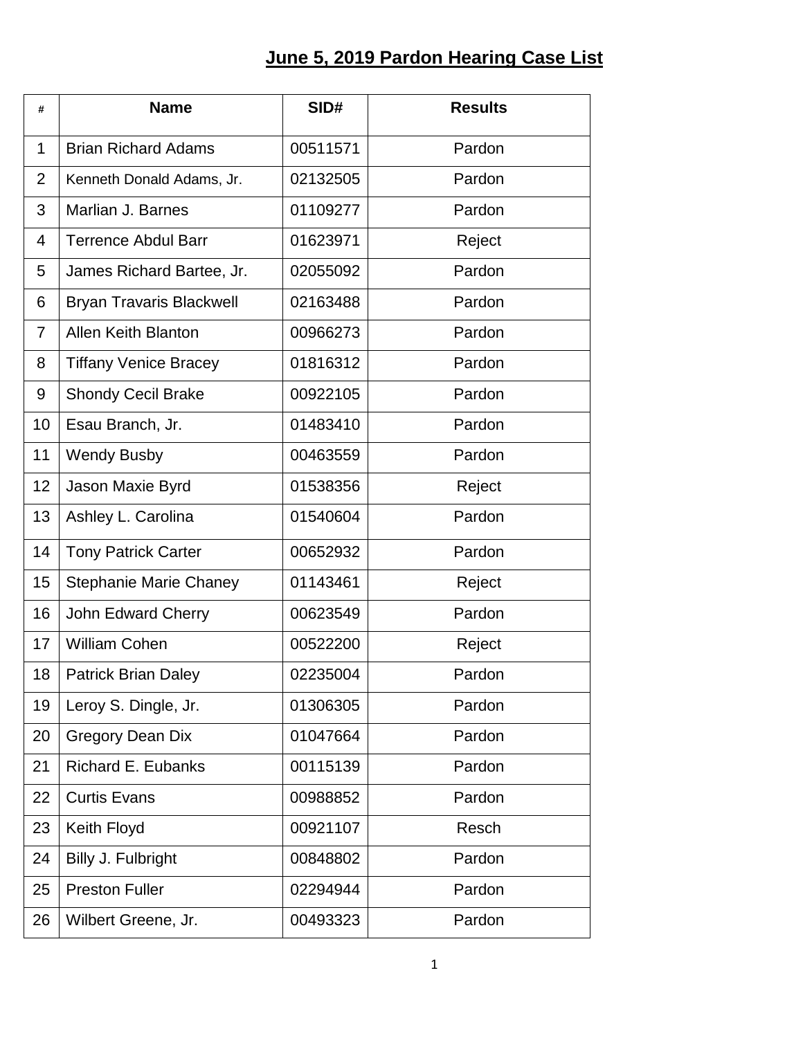# June 5, 2019 Pardon Hearing Case List

| # | Name | SID# | Results |
|---|---|---|---|
| 1 | Brian Richard Adams | 00511571 | Pardon |
| 2 | Kenneth Donald Adams, Jr. | 02132505 | Pardon |
| 3 | Marlian J. Barnes | 01109277 | Pardon |
| 4 | Terrence Abdul Barr | 01623971 | Reject |
| 5 | James Richard Bartee, Jr. | 02055092 | Pardon |
| 6 | Bryan Travaris Blackwell | 02163488 | Pardon |
| 7 | Allen Keith Blanton | 00966273 | Pardon |
| 8 | Tiffany Venice Bracey | 01816312 | Pardon |
| 9 | Shondy Cecil Brake | 00922105 | Pardon |
| 10 | Esau Branch, Jr. | 01483410 | Pardon |
| 11 | Wendy Busby | 00463559 | Pardon |
| 12 | Jason Maxie Byrd | 01538356 | Reject |
| 13 | Ashley L. Carolina | 01540604 | Pardon |
| 14 | Tony Patrick Carter | 00652932 | Pardon |
| 15 | Stephanie Marie Chaney | 01143461 | Reject |
| 16 | John Edward Cherry | 00623549 | Pardon |
| 17 | William Cohen | 00522200 | Reject |
| 18 | Patrick Brian Daley | 02235004 | Pardon |
| 19 | Leroy S. Dingle, Jr. | 01306305 | Pardon |
| 20 | Gregory Dean Dix | 01047664 | Pardon |
| 21 | Richard E. Eubanks | 00115139 | Pardon |
| 22 | Curtis Evans | 00988852 | Pardon |
| 23 | Keith Floyd | 00921107 | Resch |
| 24 | Billy J. Fulbright | 00848802 | Pardon |
| 25 | Preston Fuller | 02294944 | Pardon |
| 26 | Wilbert Greene, Jr. | 00493323 | Pardon |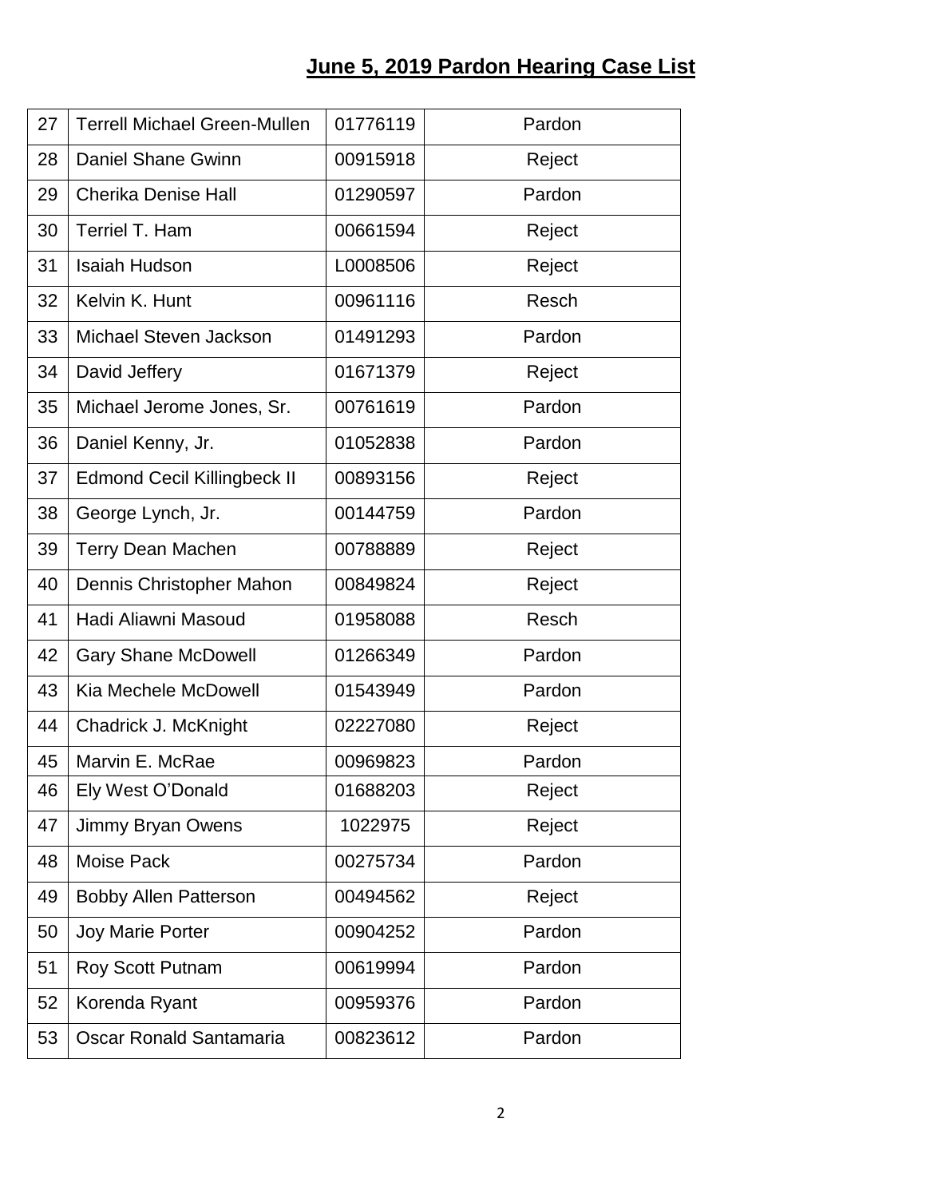## June 5, 2019 Pardon Hearing Case List

| | | | |
|---|---|---|---|
| 27 | Terrell Michael Green-Mullen | 01776119 | Pardon |
| 28 | Daniel Shane Gwinn | 00915918 | Reject |
| 29 | Cherika Denise Hall | 01290597 | Pardon |
| 30 | Terriel T. Ham | 00661594 | Reject |
| 31 | Isaiah Hudson | L0008506 | Reject |
| 32 | Kelvin K. Hunt | 00961116 | Resch |
| 33 | Michael Steven Jackson | 01491293 | Pardon |
| 34 | David Jeffery | 01671379 | Reject |
| 35 | Michael Jerome Jones, Sr. | 00761619 | Pardon |
| 36 | Daniel Kenny, Jr. | 01052838 | Pardon |
| 37 | Edmond Cecil Killingbeck II | 00893156 | Reject |
| 38 | George Lynch, Jr. | 00144759 | Pardon |
| 39 | Terry Dean Machen | 00788889 | Reject |
| 40 | Dennis Christopher Mahon | 00849824 | Reject |
| 41 | Hadi Aliawni Masoud | 01958088 | Resch |
| 42 | Gary Shane McDowell | 01266349 | Pardon |
| 43 | Kia Mechele McDowell | 01543949 | Pardon |
| 44 | Chadrick J. McKnight | 02227080 | Reject |
| 45 | Marvin E. McRae | 00969823 | Pardon |
| 46 | Ely West O'Donald | 01688203 | Reject |
| 47 | Jimmy Bryan Owens | 1022975 | Reject |
| 48 | Moise Pack | 00275734 | Pardon |
| 49 | Bobby Allen Patterson | 00494562 | Reject |
| 50 | Joy Marie Porter | 00904252 | Pardon |
| 51 | Roy Scott Putnam | 00619994 | Pardon |
| 52 | Korenda Ryant | 00959376 | Pardon |
| 53 | Oscar Ronald Santamaria | 00823612 | Pardon |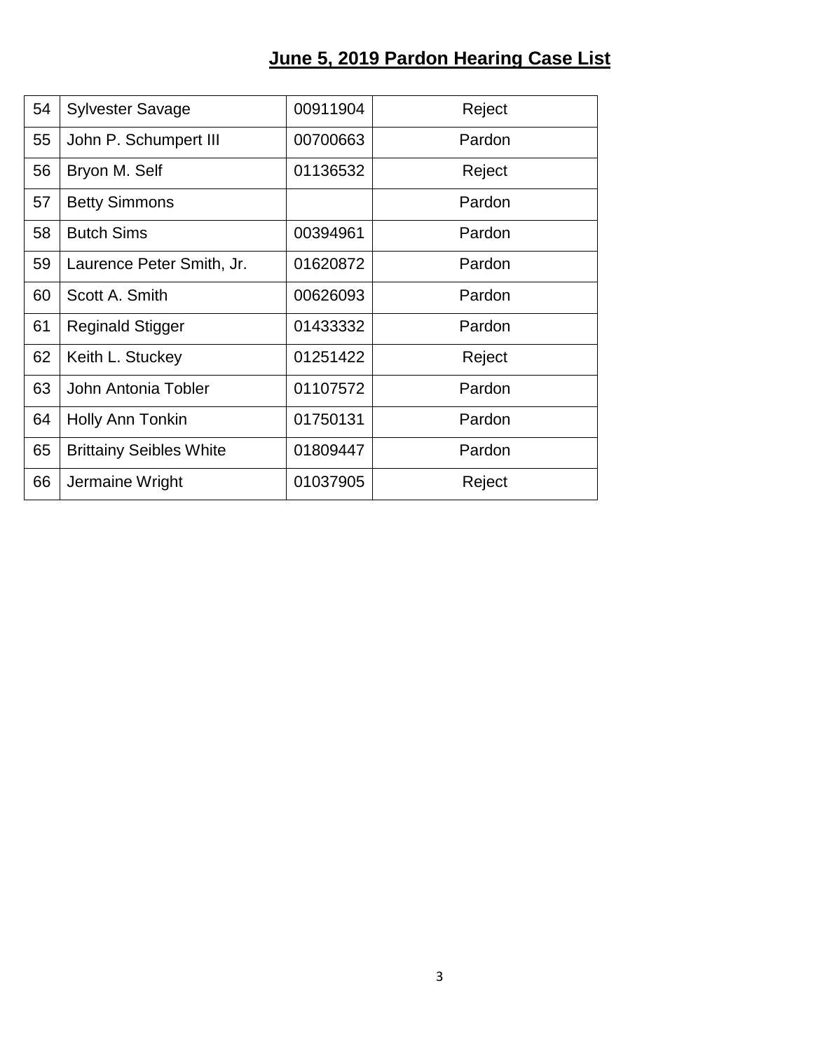## June 5, 2019 Pardon Hearing Case List

| | | | |
|---|---|---|---|
| 54 | Sylvester Savage | 00911904 | Reject |
| 55 | John P. Schumpert III | 00700663 | Pardon |
| 56 | Bryon M. Self | 01136532 | Reject |
| 57 | Betty Simmons | | Pardon |
| 58 | Butch Sims | 00394961 | Pardon |
| 59 | Laurence Peter Smith, Jr. | 01620872 | Pardon |
| 60 | Scott A. Smith | 00626093 | Pardon |
| 61 | Reginald Stigger | 01433332 | Pardon |
| 62 | Keith L. Stuckey | 01251422 | Reject |
| 63 | John Antonia Tobler | 01107572 | Pardon |
| 64 | Holly Ann Tonkin | 01750131 | Pardon |
| 65 | Brittainy Seibles White | 01809447 | Pardon |
| 66 | Jermaine Wright | 01037905 | Reject |